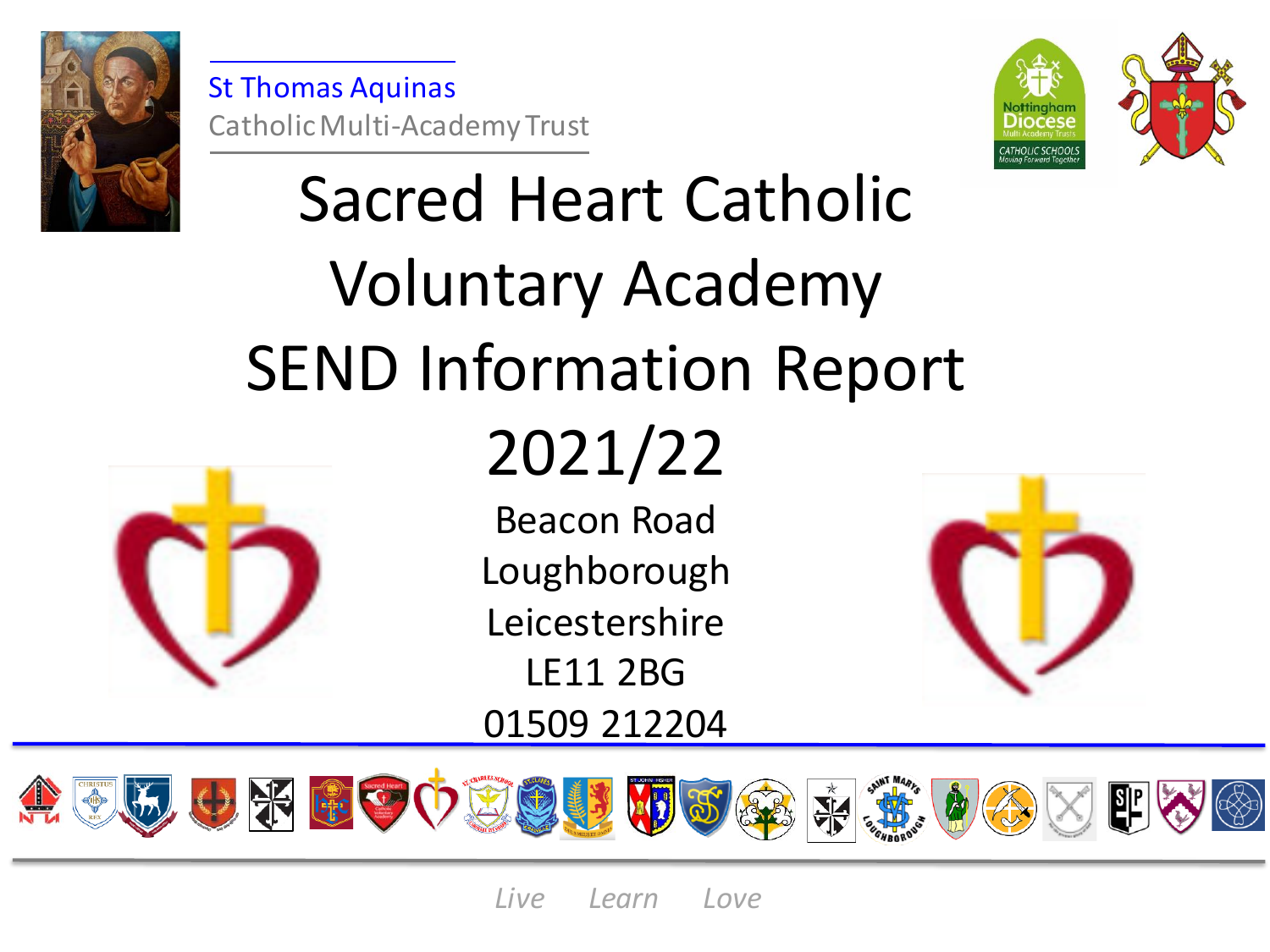St Thomas Aquinas
Catholic Multi-Academy Trust

# Sacred Heart Catholic Voluntary Academy SEND Information Report 2021/22

Beacon Road
Loughborough
Leicestershire
LE11 2BG
01509 212204

*Live Learn Love*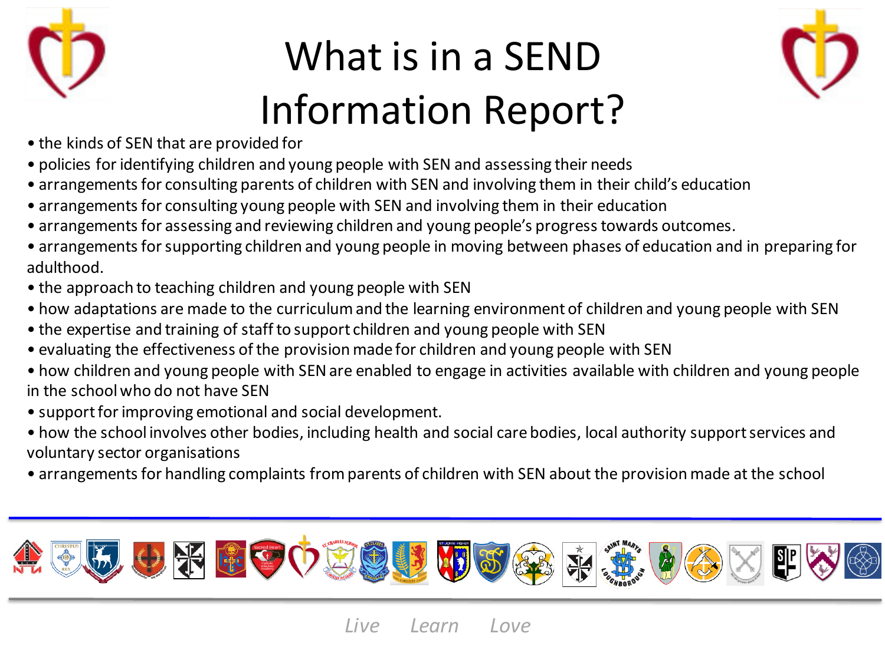# What is in a SEND Information Report?

- the kinds of SEN that are provided for
- policies for identifying children and young people with SEN and assessing their needs
- arrangements for consulting parents of children with SEN and involving them in their child's education
- arrangements for consulting young people with SEN and involving them in their education
- arrangements for assessing and reviewing children and young people's progress towards outcomes.
- arrangements for supporting children and young people in moving between phases of education and in preparing for adulthood.
- the approach to teaching children and young people with SEN
- how adaptations are made to the curriculum and the learning environment of children and young people with SEN
- the expertise and training of staff to support children and young people with SEN
- evaluating the effectiveness of the provision made for children and young people with SEN
- how children and young people with SEN are enabled to engage in activities available with children and young people in the school who do not have SEN
- support for improving emotional and social development.
- how the school involves other bodies, including health and social care bodies, local authority support services and voluntary sector organisations
- arrangements for handling complaints from parents of children with SEN about the provision made at the school

*Live Learn Love*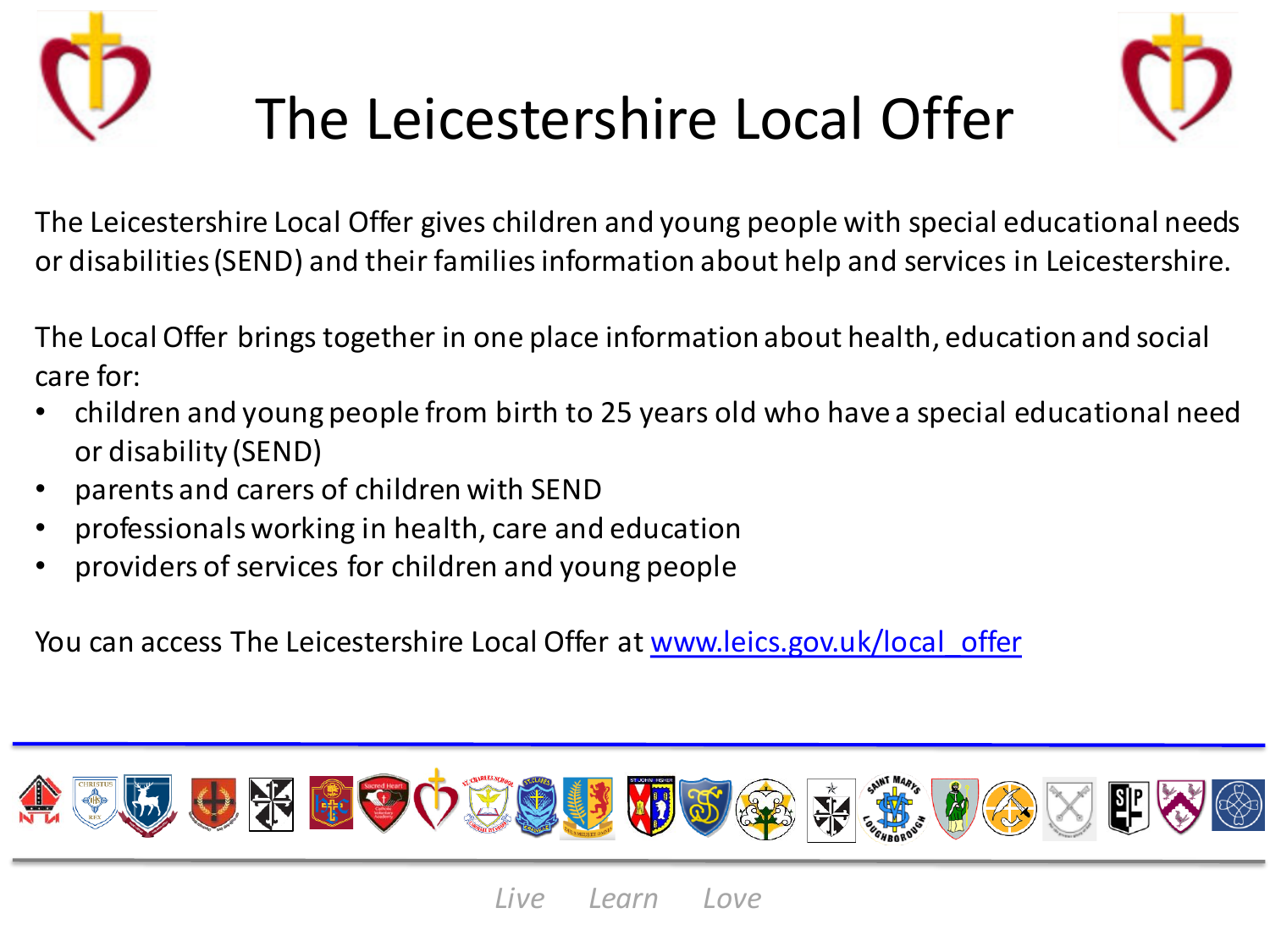# The Leicestershire Local Offer

The Leicestershire Local Offer gives children and young people with special educational needs or disabilities (SEND) and their families information about help and services in Leicestershire.

The Local Offer brings together in one place information about health, education and social care for:

- children and young people from birth to 25 years old who have a special educational need or disability (SEND)
- parents and carers of children with SEND
- professionals working in health, care and education
- providers of services for children and young people

You can access The Leicestershire Local Offer at [www.leics.gov.uk/local_offer](www.leics.gov.uk/local_offer)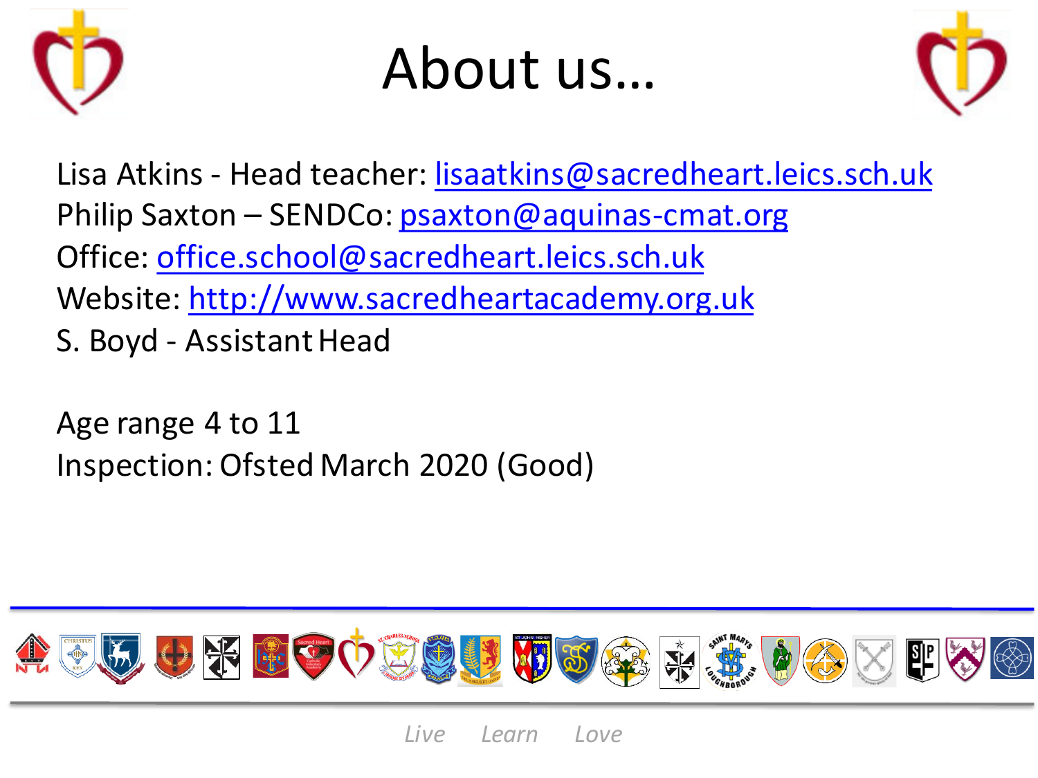# About us…

Lisa Atkins - Head teacher: lisaatkins@sacredheart.leics.sch.uk
Philip Saxton – SENDCo: psaxton@aquinas-cmat.org
Office: office.school@sacredheart.leics.sch.uk
Website: http://www.sacredheartacademy.org.uk
S. Boyd - Assistant Head

Age range 4 to 11
Inspection: Ofsted March 2020 (Good)

*Live Learn Love*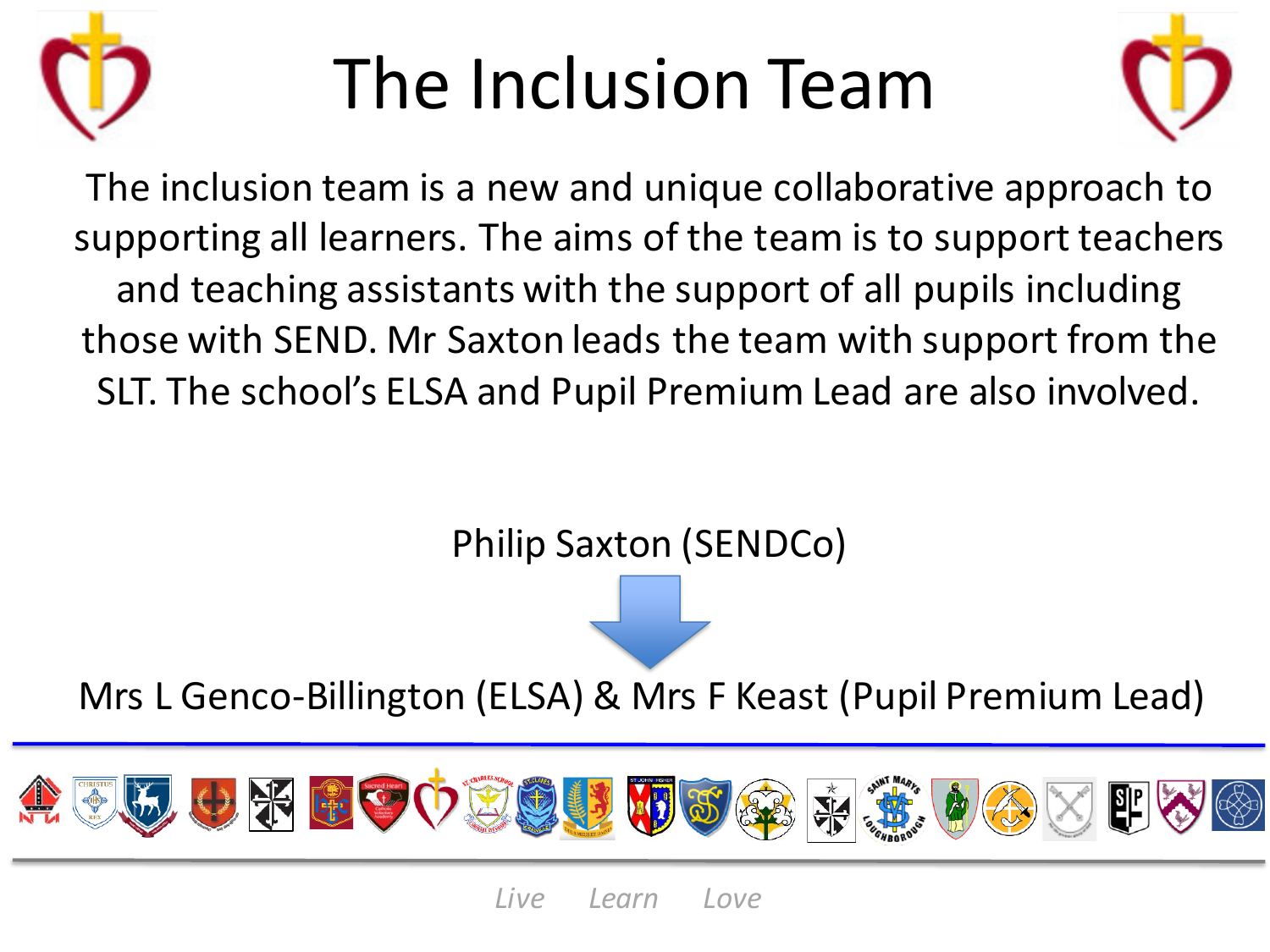# The Inclusion Team

The inclusion team is a new and unique collaborative approach to supporting all learners. The aims of the team is to support teachers and teaching assistants with the support of all pupils including those with SEND. Mr Saxton leads the team with support from the SLT. The school's ELSA and Pupil Premium Lead are also involved.

Philip Saxton (SENDCo)

Mrs L Genco-Billington (ELSA) & Mrs F Keast (Pupil Premium Lead)

*Live Learn Love*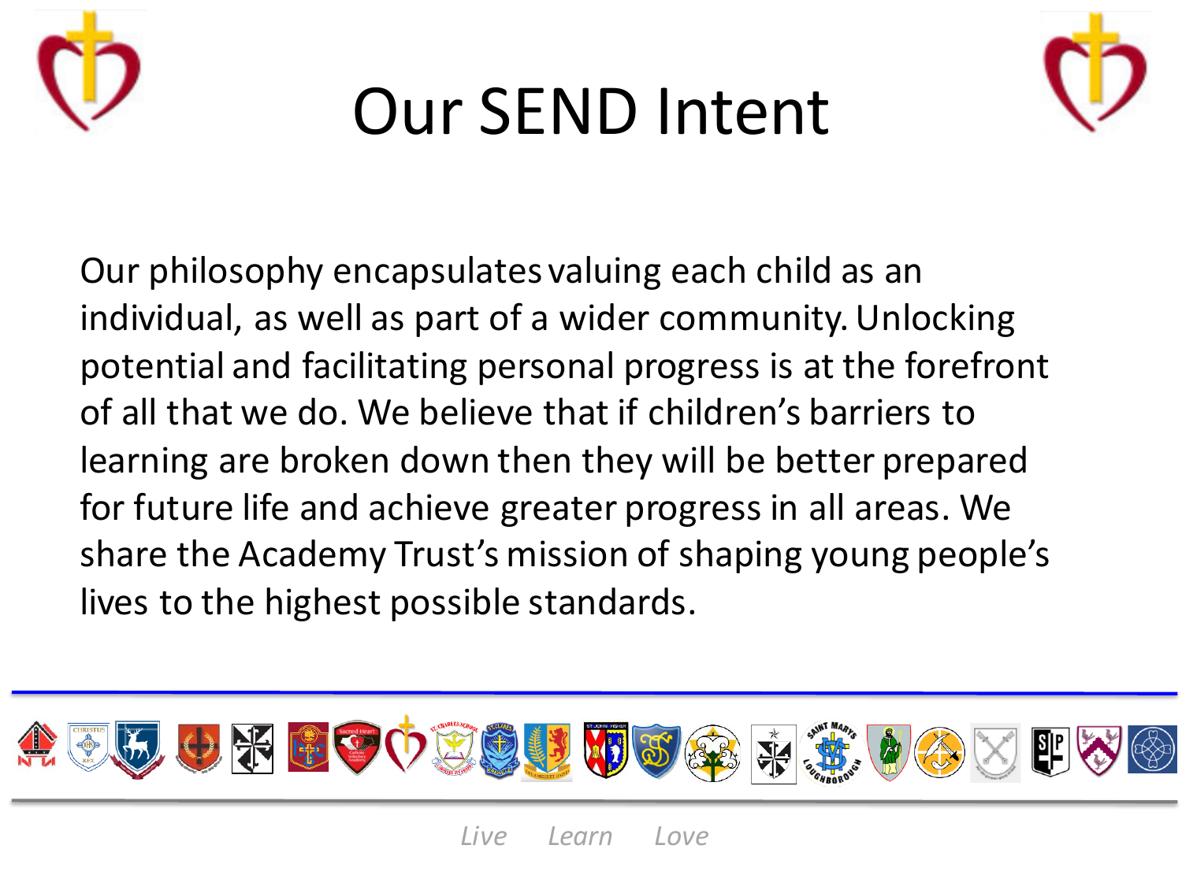# Our SEND Intent

Our philosophy encapsulates valuing each child as an individual, as well as part of a wider community. Unlocking potential and facilitating personal progress is at the forefront of all that we do. We believe that if children's barriers to learning are broken down then they will be better prepared for future life and achieve greater progress in all areas. We share the Academy Trust's mission of shaping young people's lives to the highest possible standards.

*Live Learn Love*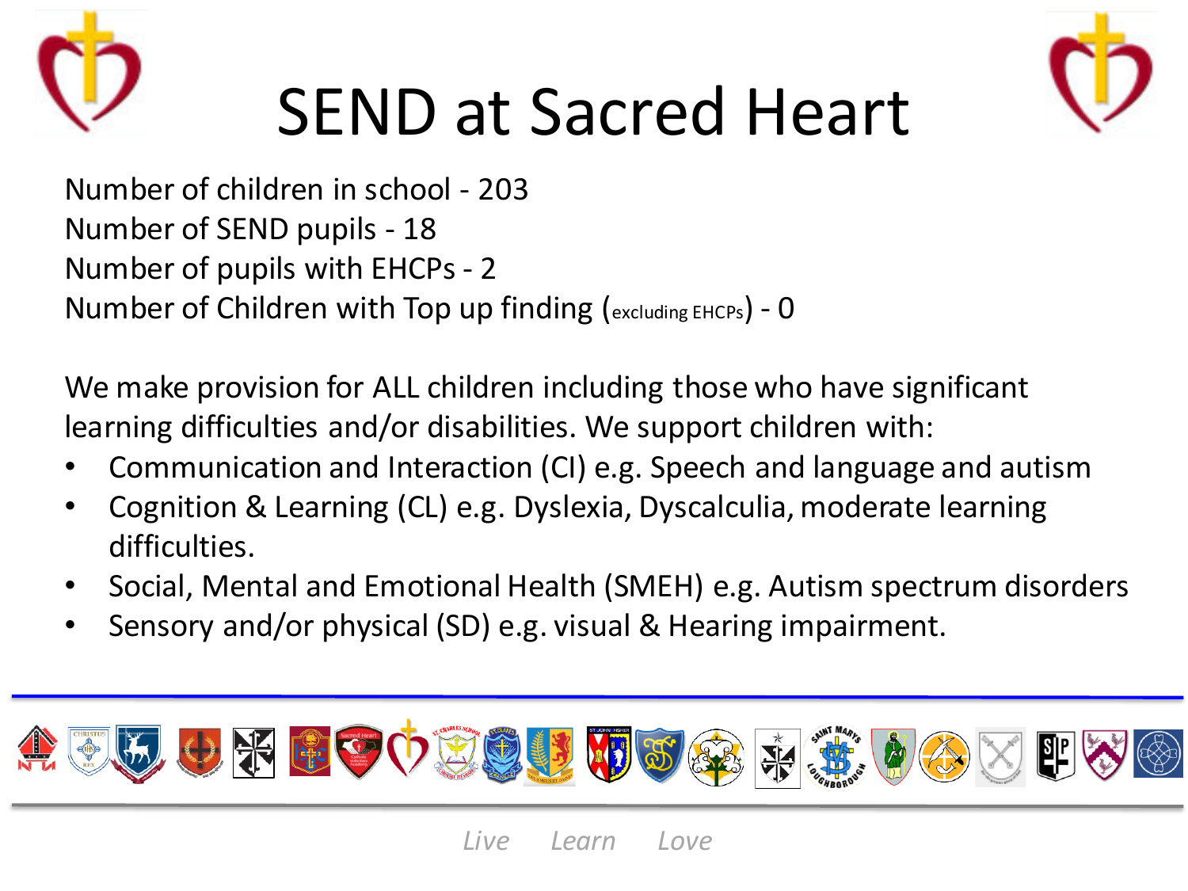# SEND at Sacred Heart

Number of children in school - 203
Number of SEND pupils - 18
Number of pupils with EHCPs - 2
Number of Children with Top up finding (excluding EHCPs) - 0

We make provision for ALL children including those who have significant learning difficulties and/or disabilities. We support children with:

- Communication and Interaction (CI) e.g. Speech and language and autism
- Cognition & Learning (CL) e.g. Dyslexia, Dyscalculia, moderate learning difficulties.
- Social, Mental and Emotional Health (SMEH) e.g. Autism spectrum disorders
- Sensory and/or physical (SD) e.g. visual & Hearing impairment.

*Live Learn Love*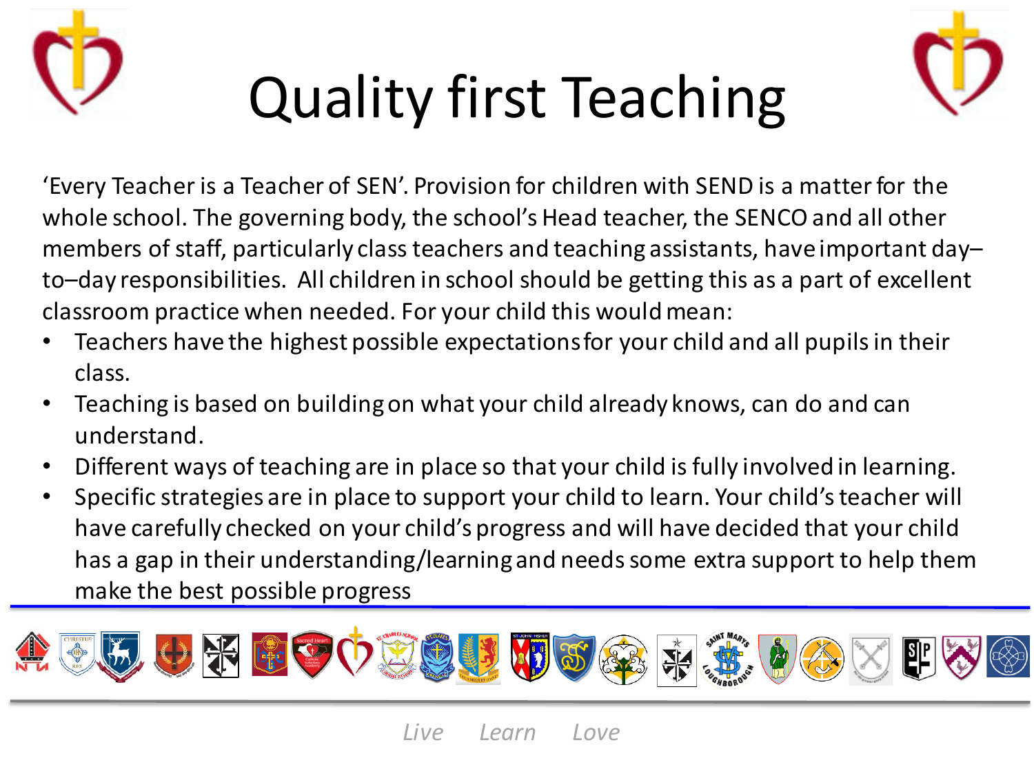# Quality first Teaching

'Every Teacher is a Teacher of SEN'. Provision for children with SEND is a matter for the whole school. The governing body, the school's Head teacher, the SENCO and all other members of staff, particularly class teachers and teaching assistants, have important day–to–day responsibilities. All children in school should be getting this as a part of excellent classroom practice when needed. For your child this would mean:

- Teachers have the highest possible expectations for your child and all pupils in their class.
- Teaching is based on building on what your child already knows, can do and can understand.
- Different ways of teaching are in place so that your child is fully involved in learning.
- Specific strategies are in place to support your child to learn. Your child's teacher will have carefully checked on your child's progress and will have decided that your child has a gap in their understanding/learning and needs some extra support to help them make the best possible progress

*Live Learn Love*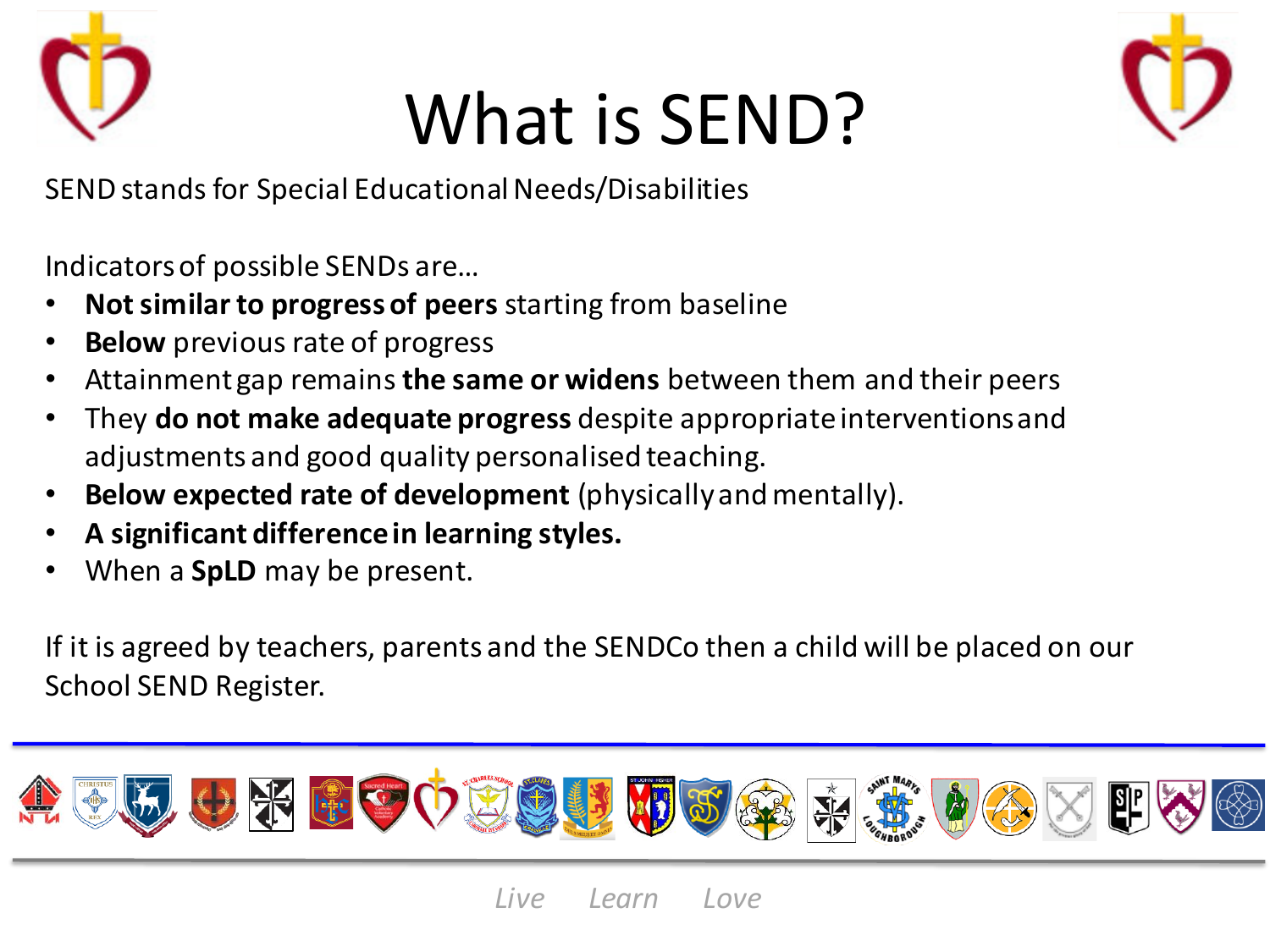# What is SEND?

SEND stands for Special Educational Needs/Disabilities

Indicators of possible SENDs are…

- **Not similar to progress of peers** starting from baseline
- **Below** previous rate of progress
- Attainment gap remains **the same or widens** between them and their peers
- They **do not make adequate progress** despite appropriate interventions and adjustments and good quality personalised teaching.
- **Below expected rate of development** (physically and mentally).
- **A significant difference in learning styles.**
- When a **SpLD** may be present.

If it is agreed by teachers, parents and the SENDCo then a child will be placed on our School SEND Register.

*Live Learn Love*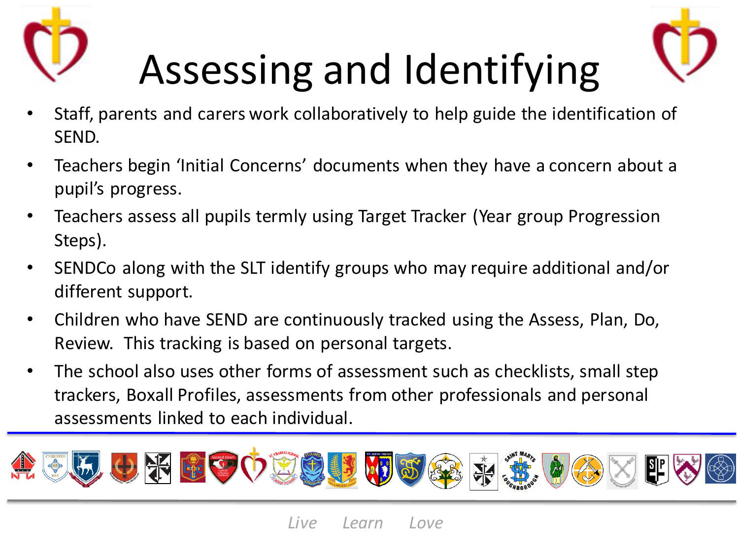# Assessing and Identifying

- Staff, parents and carers work collaboratively to help guide the identification of SEND.
- Teachers begin 'Initial Concerns' documents when they have a concern about a pupil's progress.
- Teachers assess all pupils termly using Target Tracker (Year group Progression Steps).
- SENDCo along with the SLT identify groups who may require additional and/or different support.
- Children who have SEND are continuously tracked using the Assess, Plan, Do, Review. This tracking is based on personal targets.
- The school also uses other forms of assessment such as checklists, small step trackers, Boxall Profiles, assessments from other professionals and personal assessments linked to each individual.

*Live Learn Love*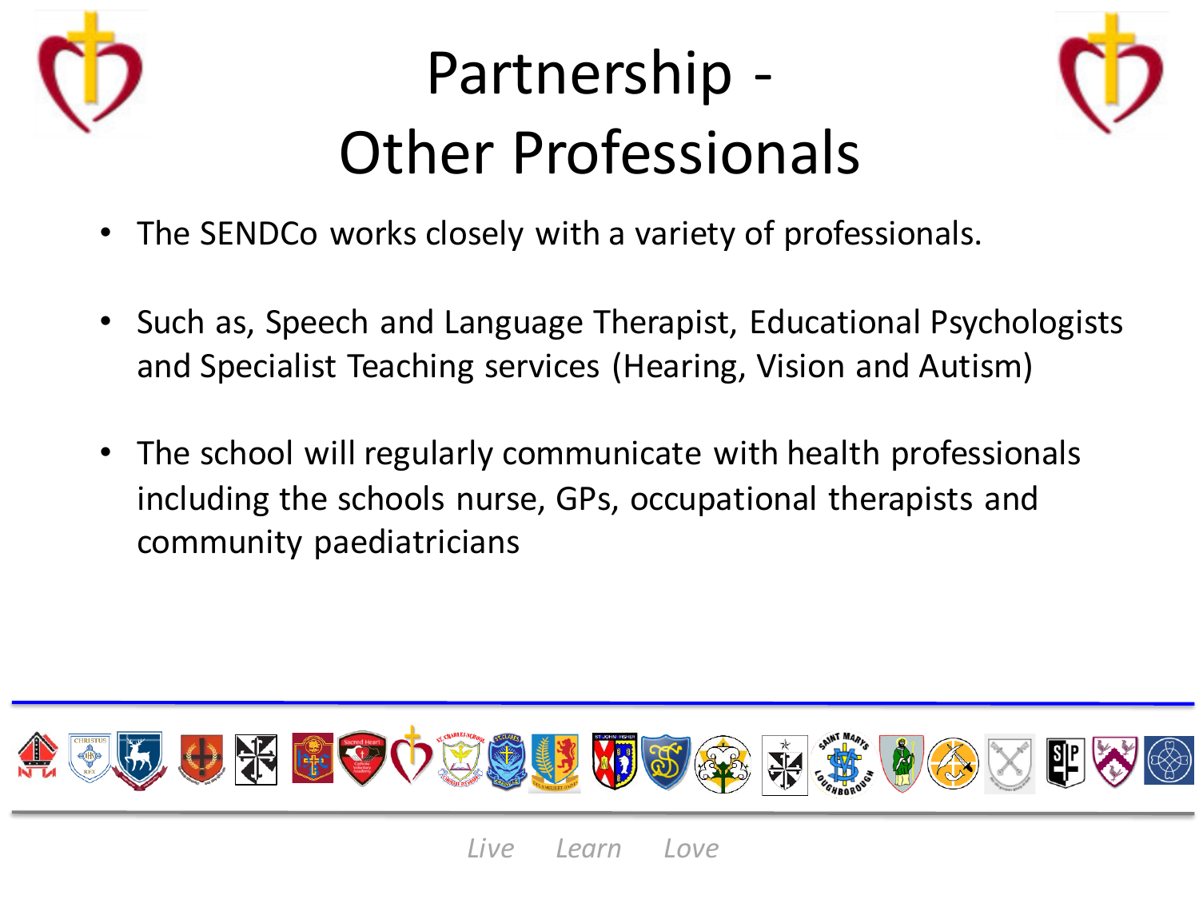# Partnership - Other Professionals

- The SENDCo works closely with a variety of professionals.
- Such as, Speech and Language Therapist, Educational Psychologists and Specialist Teaching services (Hearing, Vision and Autism)
- The school will regularly communicate with health professionals including the schools nurse, GPs, occupational therapists and community paediatricians

*Live Learn Love*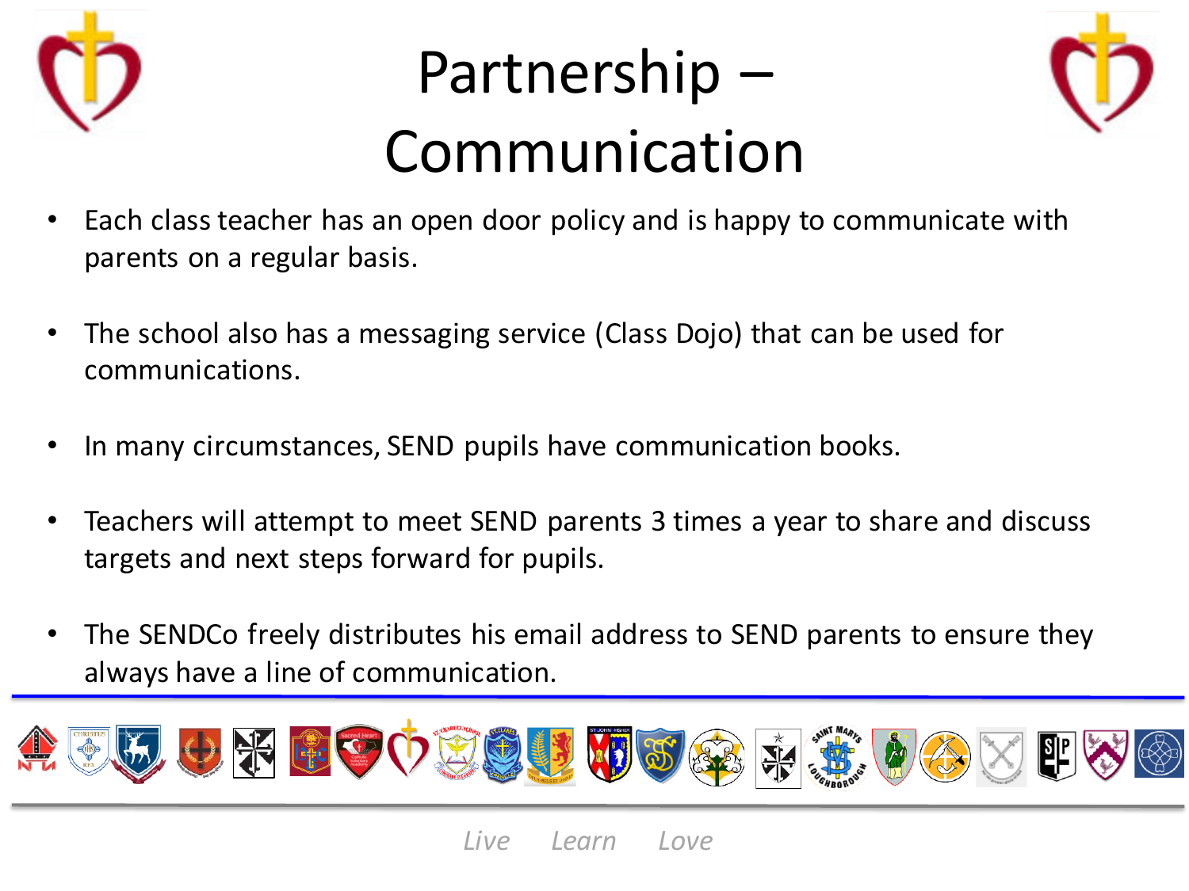# Partnership – Communication

- Each class teacher has an open door policy and is happy to communicate with parents on a regular basis.
- The school also has a messaging service (Class Dojo) that can be used for communications.
- In many circumstances, SEND pupils have communication books.
- Teachers will attempt to meet SEND parents 3 times a year to share and discuss targets and next steps forward for pupils.
- The SENDCo freely distributes his email address to SEND parents to ensure they always have a line of communication.

*Live Learn Love*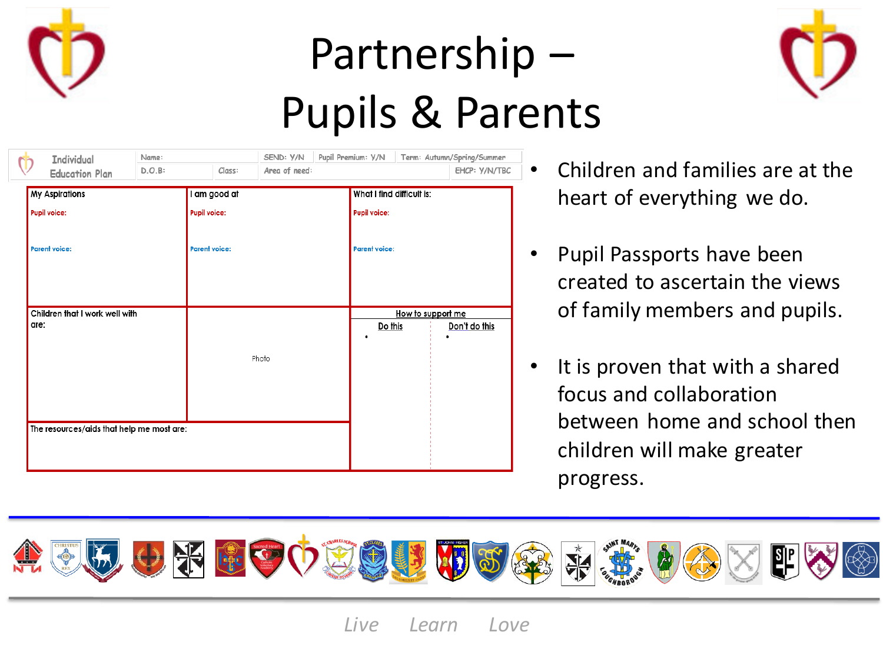# Partnership – Pupils & Parents

| Individual Education Plan | Name: | | SEND: Y/N | Pupil Premium: Y/N | Term: Autumn/Spring/Summer |
| --- | --- | --- | --- | --- | --- |
| | D.O.B: | Class: | Area of need: | | EHCP: Y/N/TBC |

| My Aspirations | I am good at | What I find difficult is: |
| --- | --- | --- |
| Pupil voice: | Pupil voice: | Pupil voice: |
| Parent voice: | Parent voice: | Parent voice: |
| Children that I work well with are: | Photo | How to support me — Do this • / Don't do this • |
| The resources/aids that help me most are: | | |

- Children and families are at the heart of everything we do.
- Pupil Passports have been created to ascertain the views of family members and pupils.
- It is proven that with a shared focus and collaboration between home and school then children will make greater progress.

*Live Learn Love*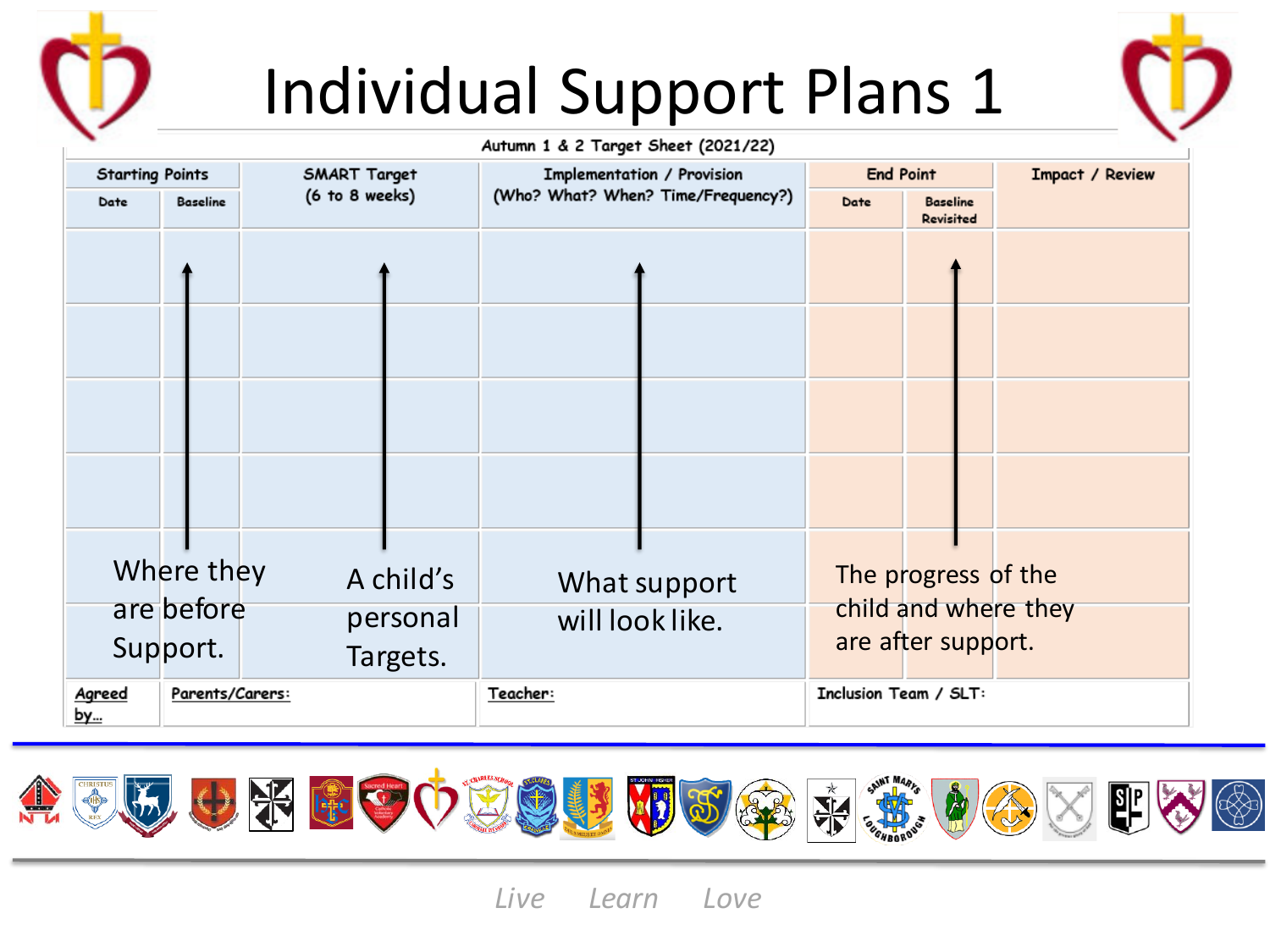# Individual Support Plans 1

Autumn 1 & 2 Target Sheet (2021/22)

| Starting Points | | SMART Target (6 to 8 weeks) | Implementation / Provision (Who? What? When? Time/Frequency?) | End Point | | Impact / Review |
|---|---|---|---|---|---|---|
| Date | Baseline | | | Date | Baseline Revisited | |
| | | | | | | |
| | | | | | | |
| | | | | | | |
| | | | | | | |
| Agreed by… | Parents/Carers: | | Teacher: | Inclusion Team / SLT: | | |

Where they are before Support.

A child's personal Targets.

What support will look like.

The progress of the child and where they are after support.

*Live Learn Love*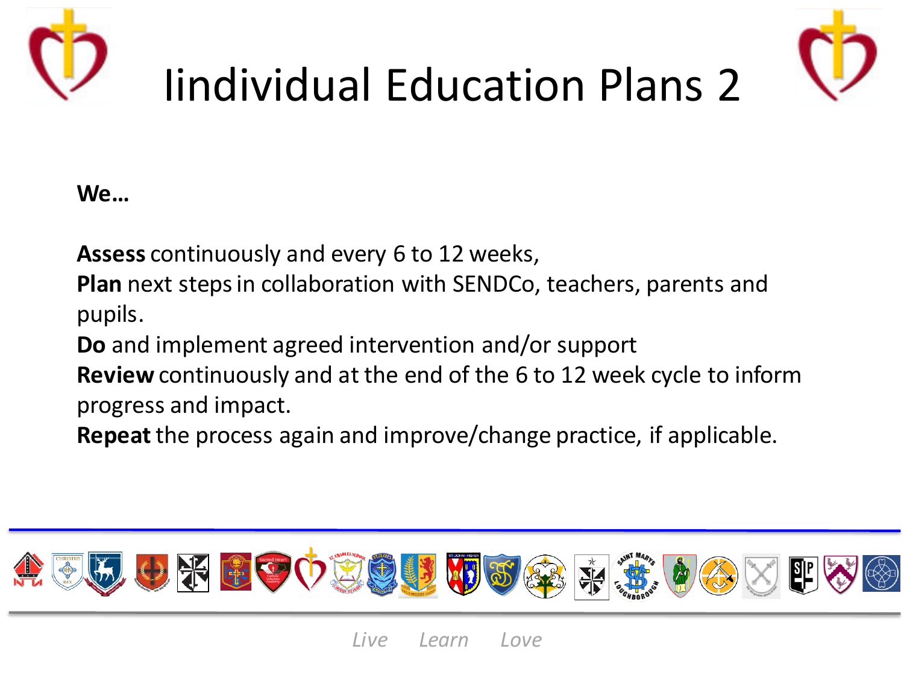# Iindividual Education Plans 2

**We…**

**Assess** continuously and every 6 to 12 weeks,
**Plan** next steps in collaboration with SENDCo, teachers, parents and pupils.
**Do** and implement agreed intervention and/or support
**Review** continuously and at the end of the 6 to 12 week cycle to inform progress and impact.
**Repeat** the process again and improve/change practice, if applicable.

*Live Learn Love*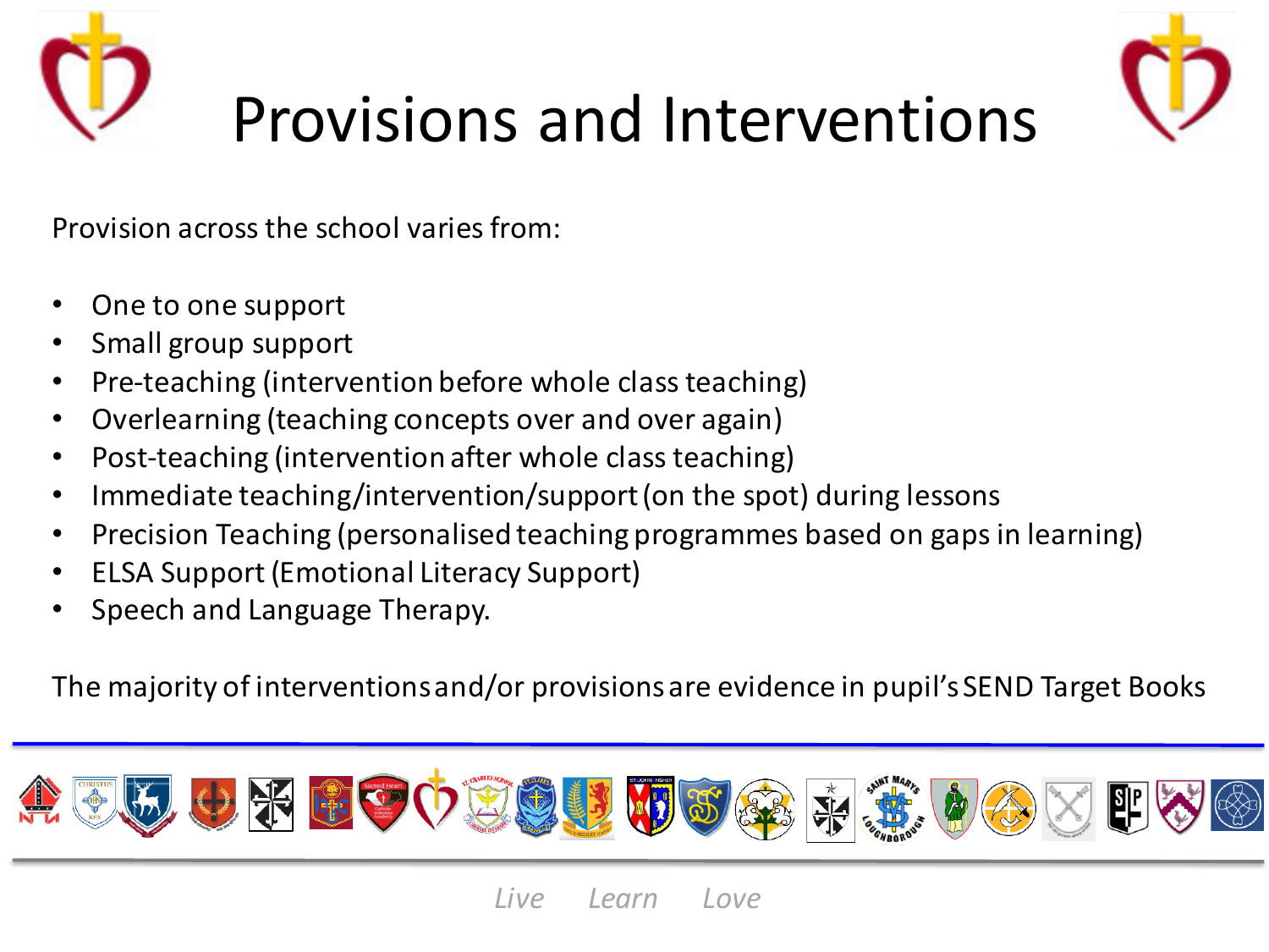# Provisions and Interventions

Provision across the school varies from:

- One to one support
- Small group support
- Pre-teaching (intervention before whole class teaching)
- Overlearning (teaching concepts over and over again)
- Post-teaching (intervention after whole class teaching)
- Immediate teaching/intervention/support (on the spot) during lessons
- Precision Teaching (personalised teaching programmes based on gaps in learning)
- ELSA Support (Emotional Literacy Support)
- Speech and Language Therapy.

The majority of interventions and/or provisions are evidence in pupil's SEND Target Books

*Live Learn Love*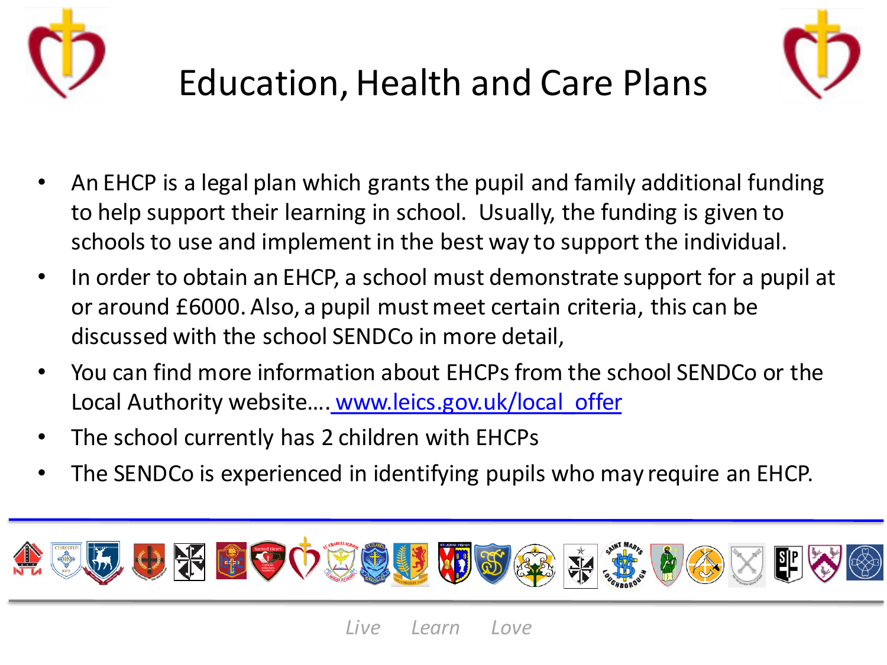# Education, Health and Care Plans

- An EHCP is a legal plan which grants the pupil and family additional funding to help support their learning in school. Usually, the funding is given to schools to use and implement in the best way to support the individual.
- In order to obtain an EHCP, a school must demonstrate support for a pupil at or around £6000. Also, a pupil must meet certain criteria, this can be discussed with the school SENDCo in more detail,
- You can find more information about EHCPs from the school SENDCo or the Local Authority website…. www.leics.gov.uk/local_offer
- The school currently has 2 children with EHCPs
- The SENDCo is experienced in identifying pupils who may require an EHCP.

*Live Learn Love*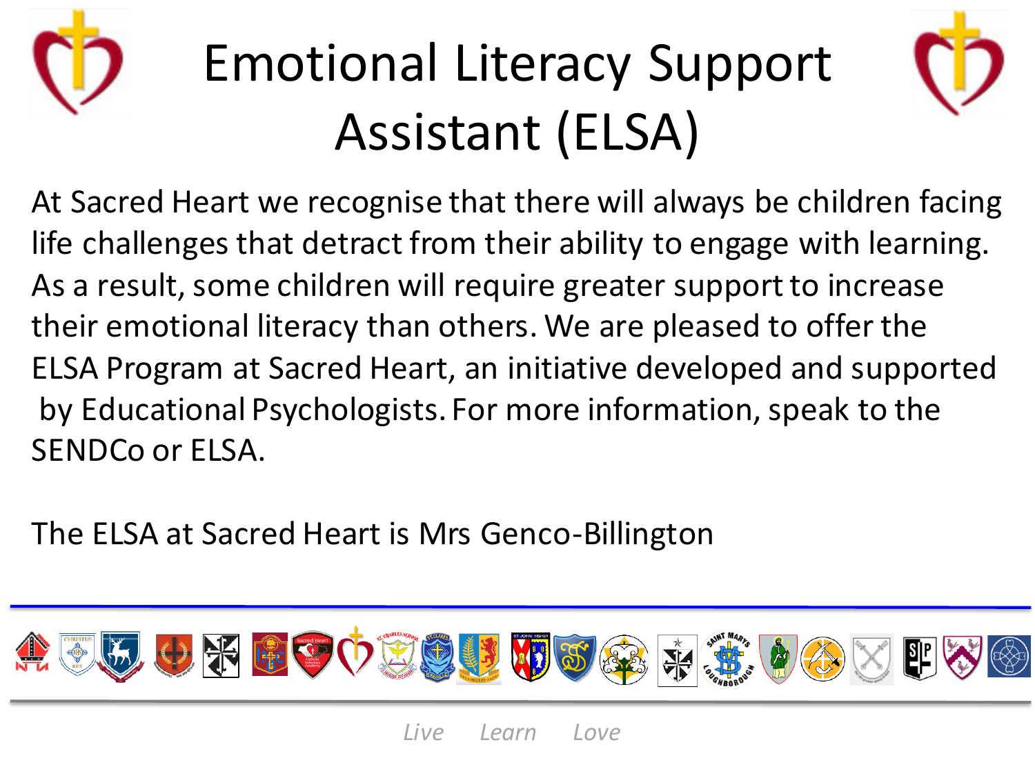# Emotional Literacy Support Assistant (ELSA)

At Sacred Heart we recognise that there will always be children facing life challenges that detract from their ability to engage with learning. As a result, some children will require greater support to increase their emotional literacy than others. We are pleased to offer the ELSA Program at Sacred Heart, an initiative developed and supported by Educational Psychologists. For more information, speak to the SENDCo or ELSA.

The ELSA at Sacred Heart is Mrs Genco-Billington

*Live Learn Love*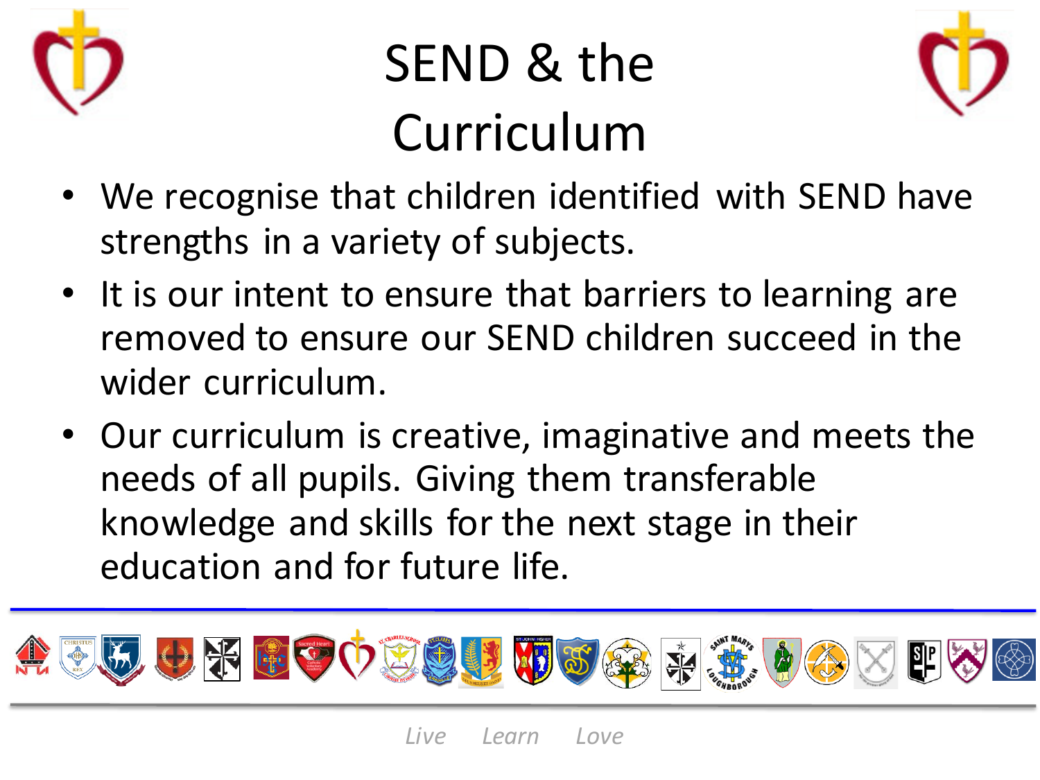# SEND & the Curriculum

- We recognise that children identified with SEND have strengths in a variety of subjects.
- It is our intent to ensure that barriers to learning are removed to ensure our SEND children succeed in the wider curriculum.
- Our curriculum is creative, imaginative and meets the needs of all pupils. Giving them transferable knowledge and skills for the next stage in their education and for future life.

*Live Learn Love*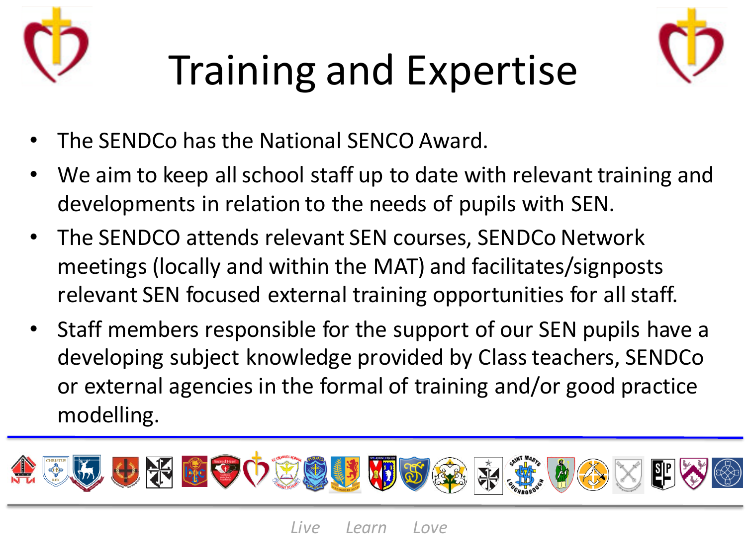# Training and Expertise

- The SENDCo has the National SENCO Award.
- We aim to keep all school staff up to date with relevant training and developments in relation to the needs of pupils with SEN.
- The SENDCO attends relevant SEN courses, SENDCo Network meetings (locally and within the MAT) and facilitates/signposts relevant SEN focused external training opportunities for all staff.
- Staff members responsible for the support of our SEN pupils have a developing subject knowledge provided by Class teachers, SENDCo or external agencies in the formal of training and/or good practice modelling.

*Live Learn Love*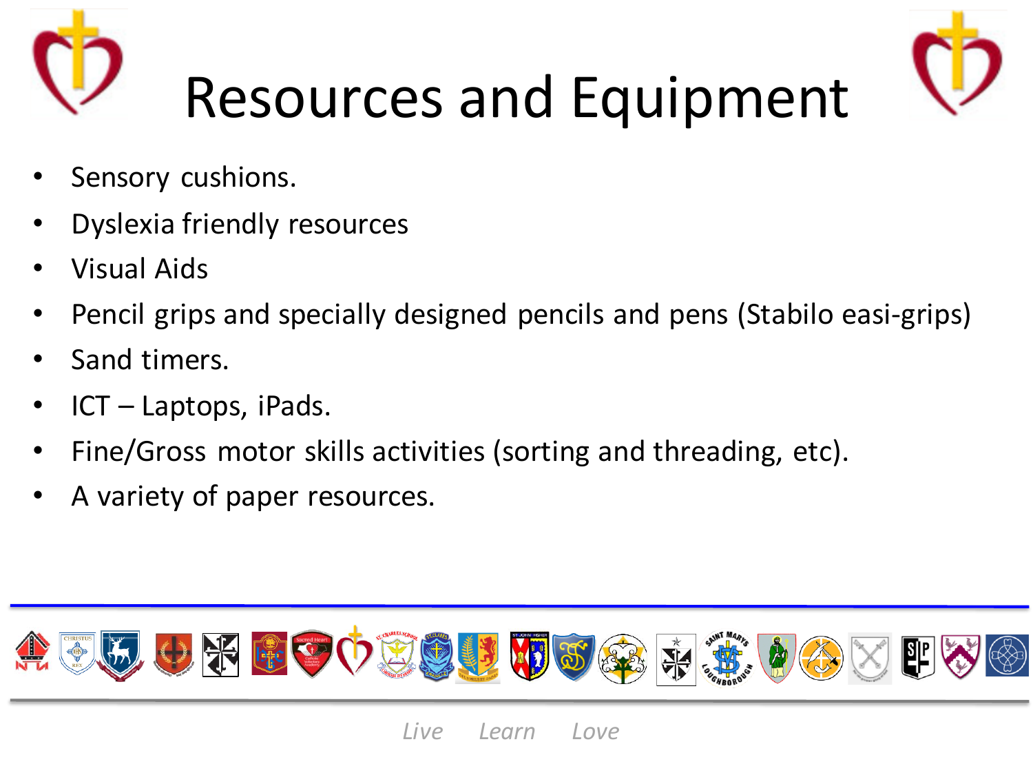# Resources and Equipment

- Sensory cushions.
- Dyslexia friendly resources
- Visual Aids
- Pencil grips and specially designed pencils and pens (Stabilo easi-grips)
- Sand timers.
- ICT – Laptops, iPads.
- Fine/Gross motor skills activities (sorting and threading, etc).
- A variety of paper resources.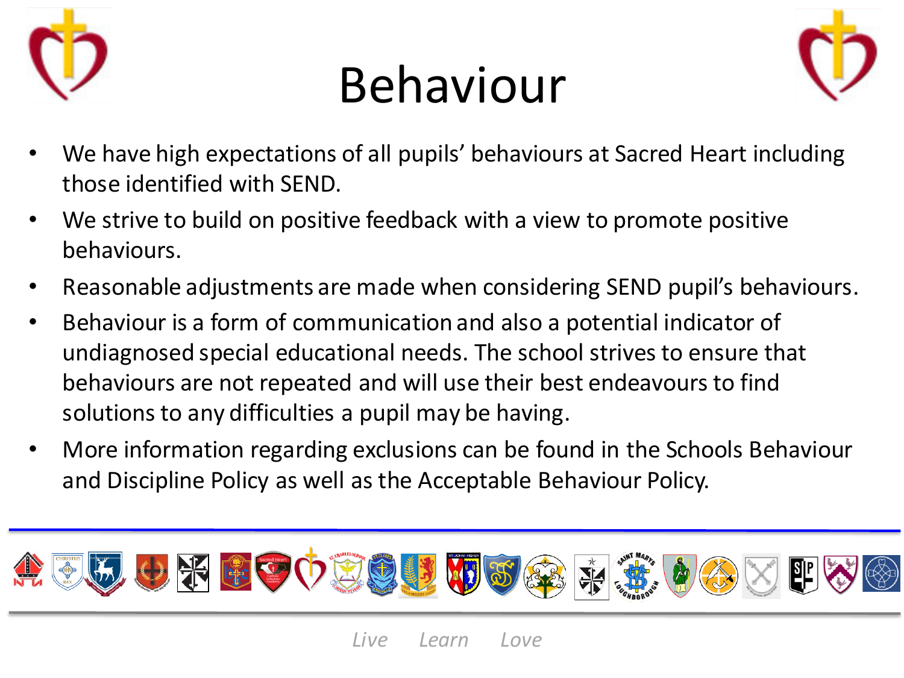# Behaviour

- We have high expectations of all pupils' behaviours at Sacred Heart including those identified with SEND.
- We strive to build on positive feedback with a view to promote positive behaviours.
- Reasonable adjustments are made when considering SEND pupil's behaviours.
- Behaviour is a form of communication and also a potential indicator of undiagnosed special educational needs. The school strives to ensure that behaviours are not repeated and will use their best endeavours to find solutions to any difficulties a pupil may be having.
- More information regarding exclusions can be found in the Schools Behaviour and Discipline Policy as well as the Acceptable Behaviour Policy.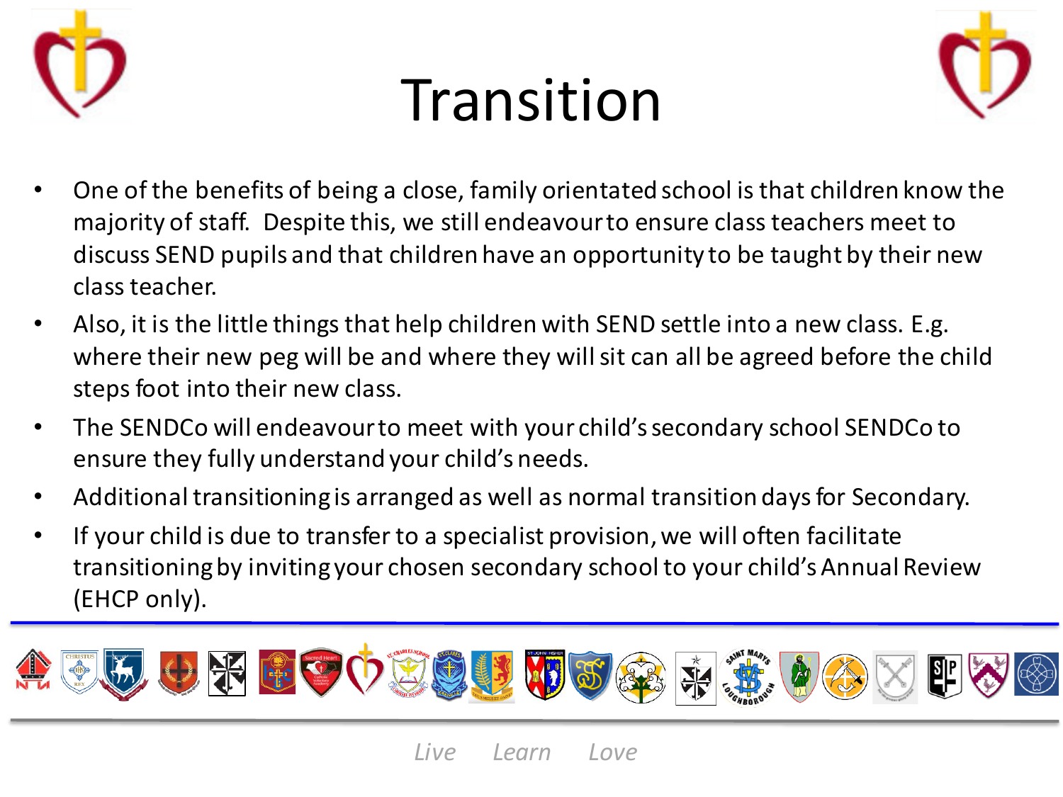# Transition

- One of the benefits of being a close, family orientated school is that children know the majority of staff. Despite this, we still endeavour to ensure class teachers meet to discuss SEND pupils and that children have an opportunity to be taught by their new class teacher.
- Also, it is the little things that help children with SEND settle into a new class. E.g. where their new peg will be and where they will sit can all be agreed before the child steps foot into their new class.
- The SENDCo will endeavour to meet with your child's secondary school SENDCo to ensure they fully understand your child's needs.
- Additional transitioning is arranged as well as normal transition days for Secondary.
- If your child is due to transfer to a specialist provision, we will often facilitate transitioning by inviting your chosen secondary school to your child's Annual Review (EHCP only).

*Live Learn Love*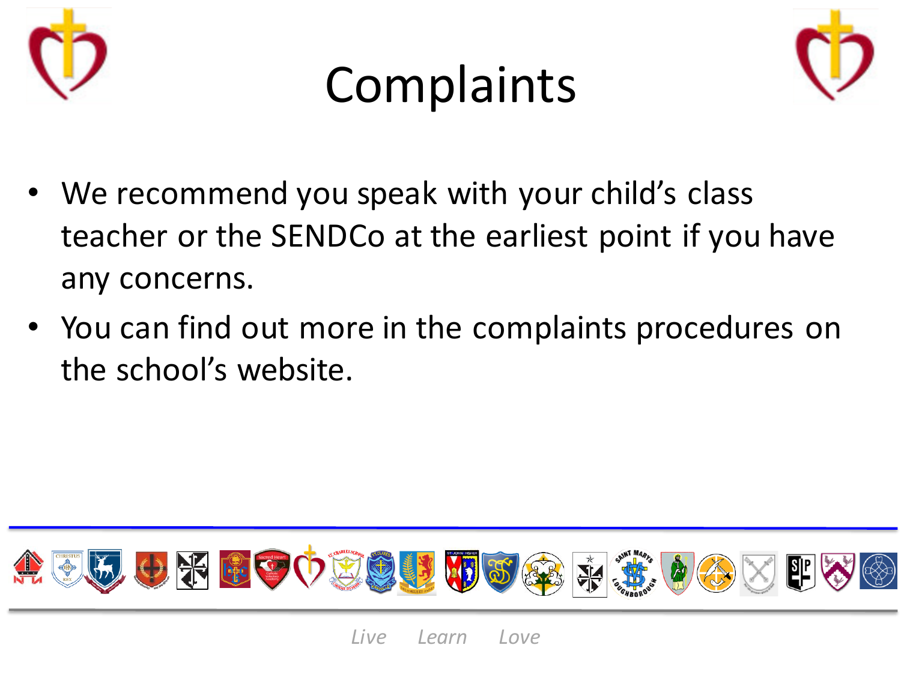# Complaints

- We recommend you speak with your child's class teacher or the SENDCo at the earliest point if you have any concerns.
- You can find out more in the complaints procedures on the school's website.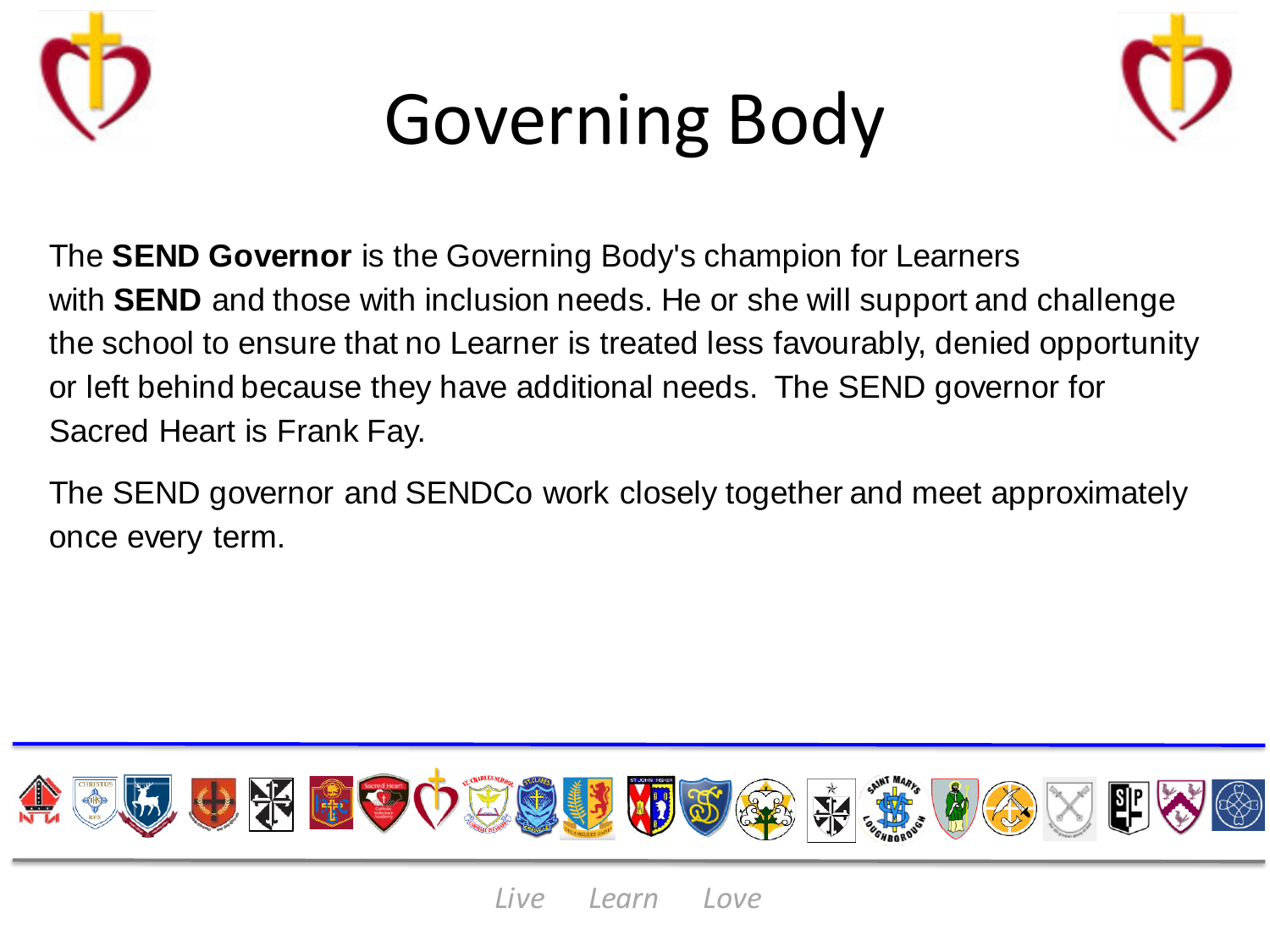# Governing Body

The **SEND Governor** is the Governing Body's champion for Learners with **SEND** and those with inclusion needs. He or she will support and challenge the school to ensure that no Learner is treated less favourably, denied opportunity or left behind because they have additional needs. The SEND governor for Sacred Heart is Frank Fay.

The SEND governor and SENDCo work closely together and meet approximately once every term.

*Live Learn Love*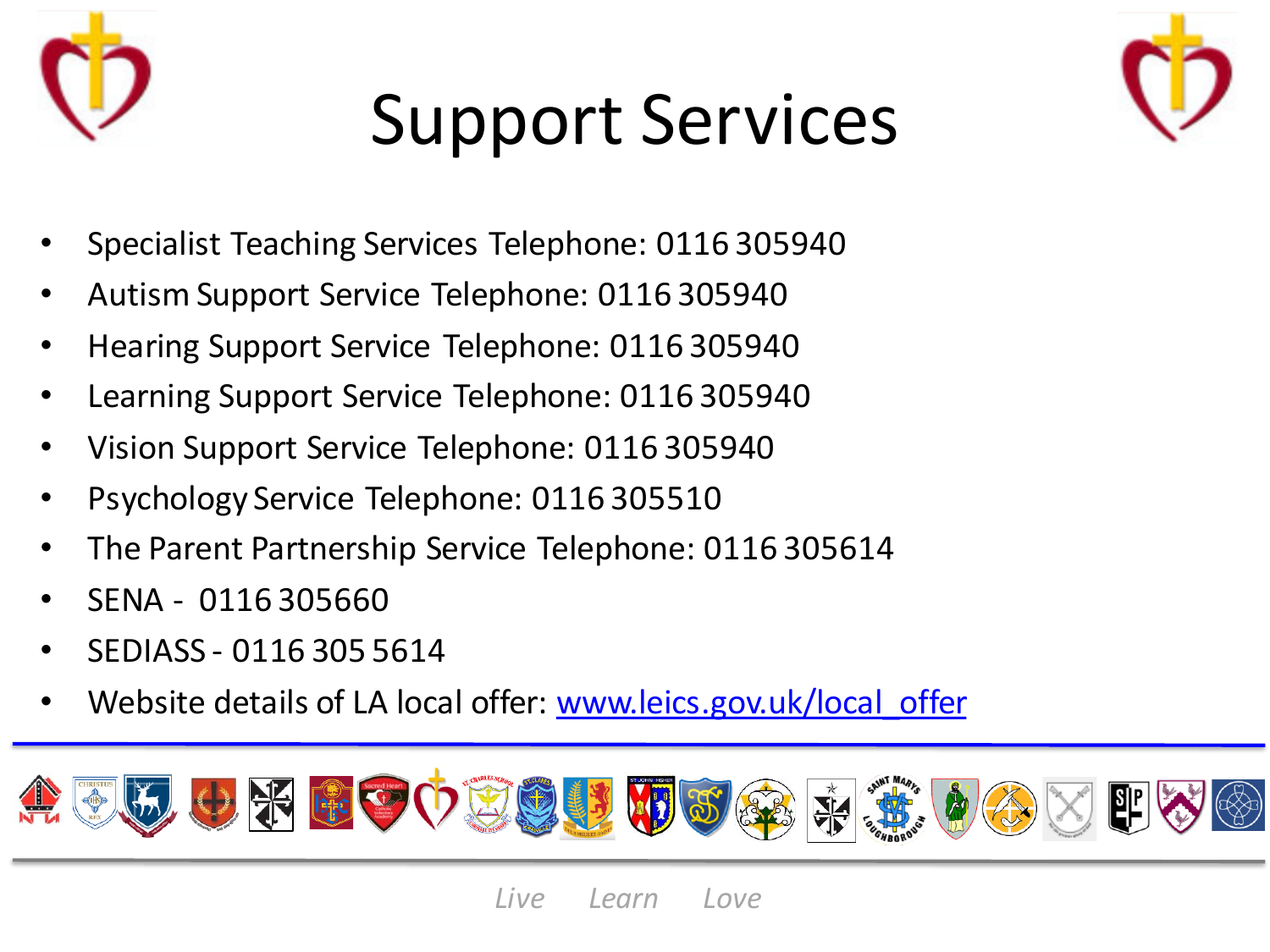# Support Services

- Specialist Teaching Services Telephone: 0116 305940
- Autism Support Service Telephone: 0116 305940
- Hearing Support Service Telephone: 0116 305940
- Learning Support Service Telephone: 0116 305940
- Vision Support Service Telephone: 0116 305940
- Psychology Service Telephone: 0116 305510
- The Parent Partnership Service Telephone: 0116 305614
- SENA - 0116 305660
- SEDIASS - 0116 305 5614
- Website details of LA local offer: [www.leics.gov.uk/local_offer](http://www.leics.gov.uk/local_offer)

*Live Learn Love*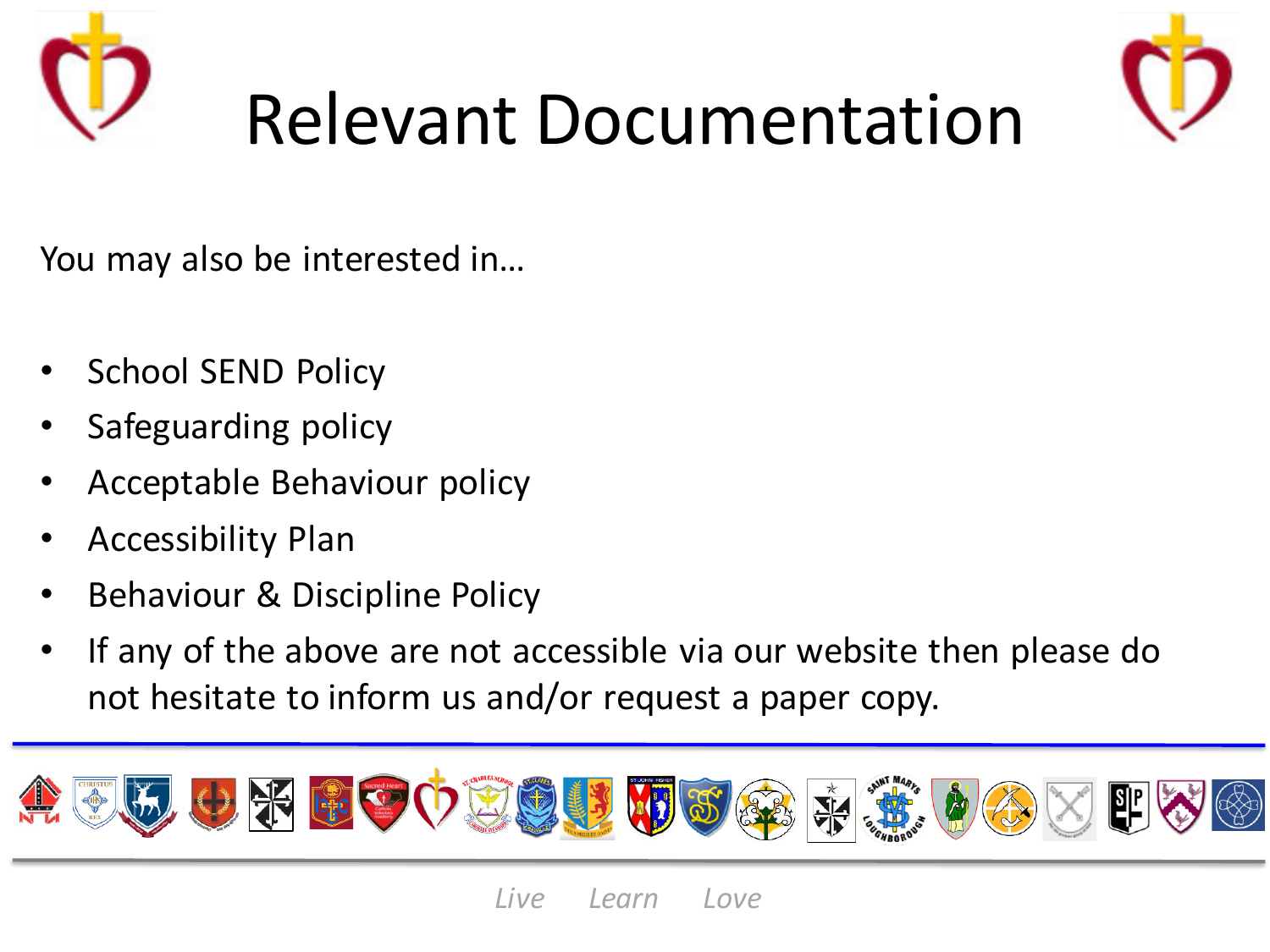# Relevant Documentation

You may also be interested in…

- School SEND Policy
- Safeguarding policy
- Acceptable Behaviour policy
- Accessibility Plan
- Behaviour & Discipline Policy
- If any of the above are not accessible via our website then please do not hesitate to inform us and/or request a paper copy.

*Live Learn Love*